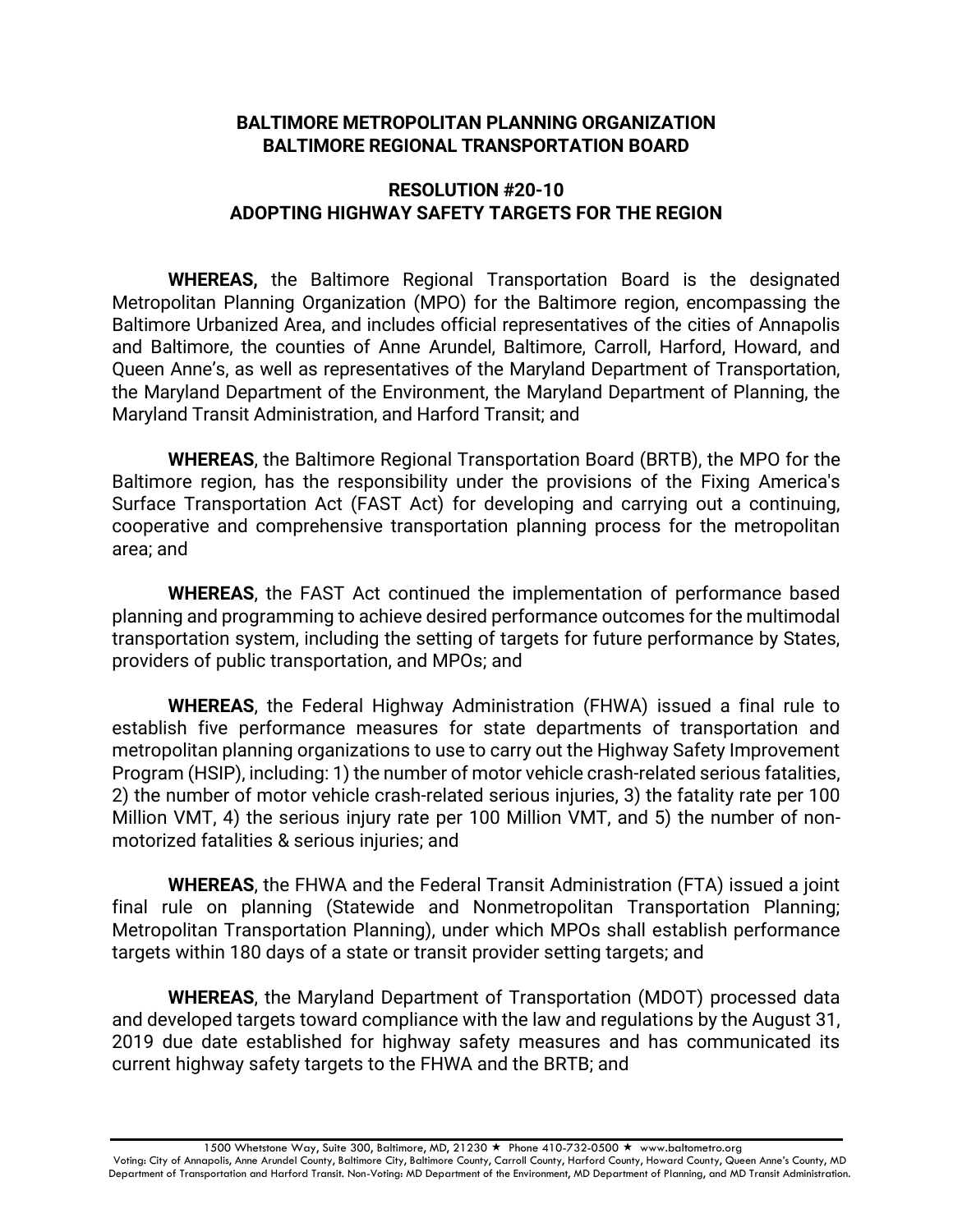**BALTIMORE METROPOLITAN PLANNING ORGANIZATION**
**BALTIMORE REGIONAL TRANSPORTATION BOARD**

**RESOLUTION #20-10**
**ADOPTING HIGHWAY SAFETY TARGETS FOR THE REGION**

**WHEREAS,** the Baltimore Regional Transportation Board is the designated Metropolitan Planning Organization (MPO) for the Baltimore region, encompassing the Baltimore Urbanized Area, and includes official representatives of the cities of Annapolis and Baltimore, the counties of Anne Arundel, Baltimore, Carroll, Harford, Howard, and Queen Anne's, as well as representatives of the Maryland Department of Transportation, the Maryland Department of the Environment, the Maryland Department of Planning, the Maryland Transit Administration, and Harford Transit; and

**WHEREAS**, the Baltimore Regional Transportation Board (BRTB), the MPO for the Baltimore region, has the responsibility under the provisions of the Fixing America's Surface Transportation Act (FAST Act) for developing and carrying out a continuing, cooperative and comprehensive transportation planning process for the metropolitan area; and

**WHEREAS**, the FAST Act continued the implementation of performance based planning and programming to achieve desired performance outcomes for the multimodal transportation system, including the setting of targets for future performance by States, providers of public transportation, and MPOs; and

**WHEREAS**, the Federal Highway Administration (FHWA) issued a final rule to establish five performance measures for state departments of transportation and metropolitan planning organizations to use to carry out the Highway Safety Improvement Program (HSIP), including: 1) the number of motor vehicle crash-related serious fatalities, 2) the number of motor vehicle crash-related serious injuries, 3) the fatality rate per 100 Million VMT, 4) the serious injury rate per 100 Million VMT, and 5) the number of non-motorized fatalities & serious injuries; and

**WHEREAS**, the FHWA and the Federal Transit Administration (FTA) issued a joint final rule on planning (Statewide and Nonmetropolitan Transportation Planning; Metropolitan Transportation Planning), under which MPOs shall establish performance targets within 180 days of a state or transit provider setting targets; and

**WHEREAS**, the Maryland Department of Transportation (MDOT) processed data and developed targets toward compliance with the law and regulations by the August 31, 2019 due date established for highway safety measures and has communicated its current highway safety targets to the FHWA and the BRTB; and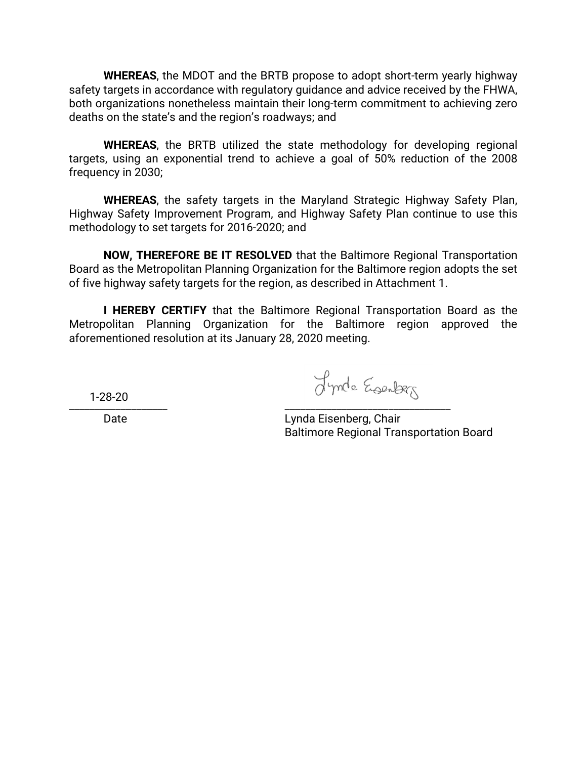**WHEREAS**, the MDOT and the BRTB propose to adopt short-term yearly highway safety targets in accordance with regulatory guidance and advice received by the FHWA, both organizations nonetheless maintain their long-term commitment to achieving zero deaths on the state's and the region's roadways; and

**WHEREAS**, the BRTB utilized the state methodology for developing regional targets, using an exponential trend to achieve a goal of 50% reduction of the 2008 frequency in 2030;

**WHEREAS**, the safety targets in the Maryland Strategic Highway Safety Plan, Highway Safety Improvement Program, and Highway Safety Plan continue to use this methodology to set targets for 2016-2020; and

**NOW, THEREFORE BE IT RESOLVED** that the Baltimore Regional Transportation Board as the Metropolitan Planning Organization for the Baltimore region adopts the set of five highway safety targets for the region, as described in Attachment 1.

**I HEREBY CERTIFY** that the Baltimore Regional Transportation Board as the Metropolitan Planning Organization for the Baltimore region approved the aforementioned resolution at its January 28, 2020 meeting.

1-28-20
\_\_\_\_\_\_\_\_\_\_\_\_\_\_\_\_\_\_
Date

Lynda Eisenberg
\_\_\_\_\_\_\_\_\_\_\_\_\_\_\_\_\_\_\_\_\_\_\_\_\_\_\_\_\_\_
Lynda Eisenberg, Chair
Baltimore Regional Transportation Board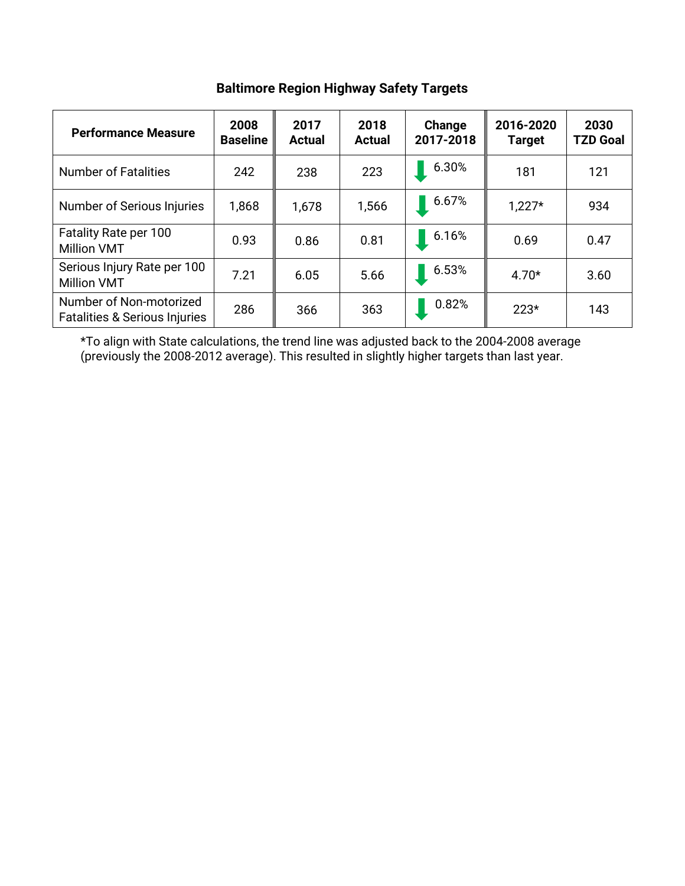### Baltimore Region Highway Safety Targets

| Performance Measure | 2008 Baseline | 2017 Actual | 2018 Actual | Change 2017-2018 | 2016-2020 Target | 2030 TZD Goal |
|---|---|---|---|---|---|---|
| Number of Fatalities | 242 | 238 | 223 | ↓ 6.30% | 181 | 121 |
| Number of Serious Injuries | 1,868 | 1,678 | 1,566 | ↓ 6.67% | 1,227* | 934 |
| Fatality Rate per 100 Million VMT | 0.93 | 0.86 | 0.81 | ↓ 6.16% | 0.69 | 0.47 |
| Serious Injury Rate per 100 Million VMT | 7.21 | 6.05 | 5.66 | ↓ 6.53% | 4.70* | 3.60 |
| Number of Non-motorized Fatalities & Serious Injuries | 286 | 366 | 363 | ↓ 0.82% | 223* | 143 |

*To align with State calculations, the trend line was adjusted back to the 2004-2008 average (previously the 2008-2012 average). This resulted in slightly higher targets than last year.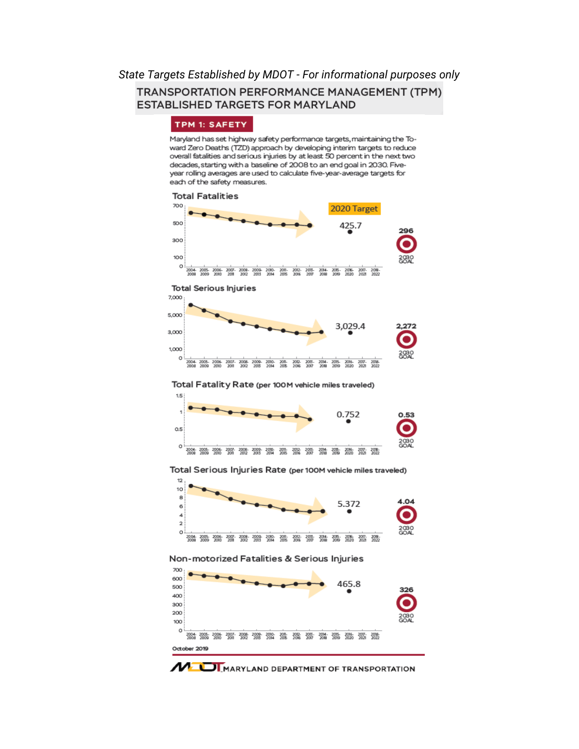*State Targets Established by MDOT - For informational purposes only*

# TRANSPORTATION PERFORMANCE MANAGEMENT (TPM) ESTABLISHED TARGETS FOR MARYLAND

## TPM 1: SAFETY

Maryland has set highway safety performance targets, maintaining the Toward Zero Deaths (TZD) approach by developing interim targets to reduce overall fatalities and serious injuries by at least 50 percent in the next two decades, starting with a baseline of 2008 to an end goal in 2030. Five-year rolling averages are used to calculate five-year-average targets for each of the safety measures.

### Total Fatalities

2020 Target: 425.7

2030 GOAL: 296

### Total Serious Injuries

2020 Target: 3,029.4

2030 GOAL: 2,272

### Total Fatality Rate (per 100M vehicle miles traveled)

2020 Target: 0.752

2030 GOAL: 0.53

### Total Serious Injuries Rate (per 100M vehicle miles traveled)

2020 Target: 5.372

2030 GOAL: 4.04

### Non-motorized Fatalities & Serious Injuries

2020 Target: 465.8

2030 GOAL: 326

October 2019

MDOT MARYLAND DEPARTMENT OF TRANSPORTATION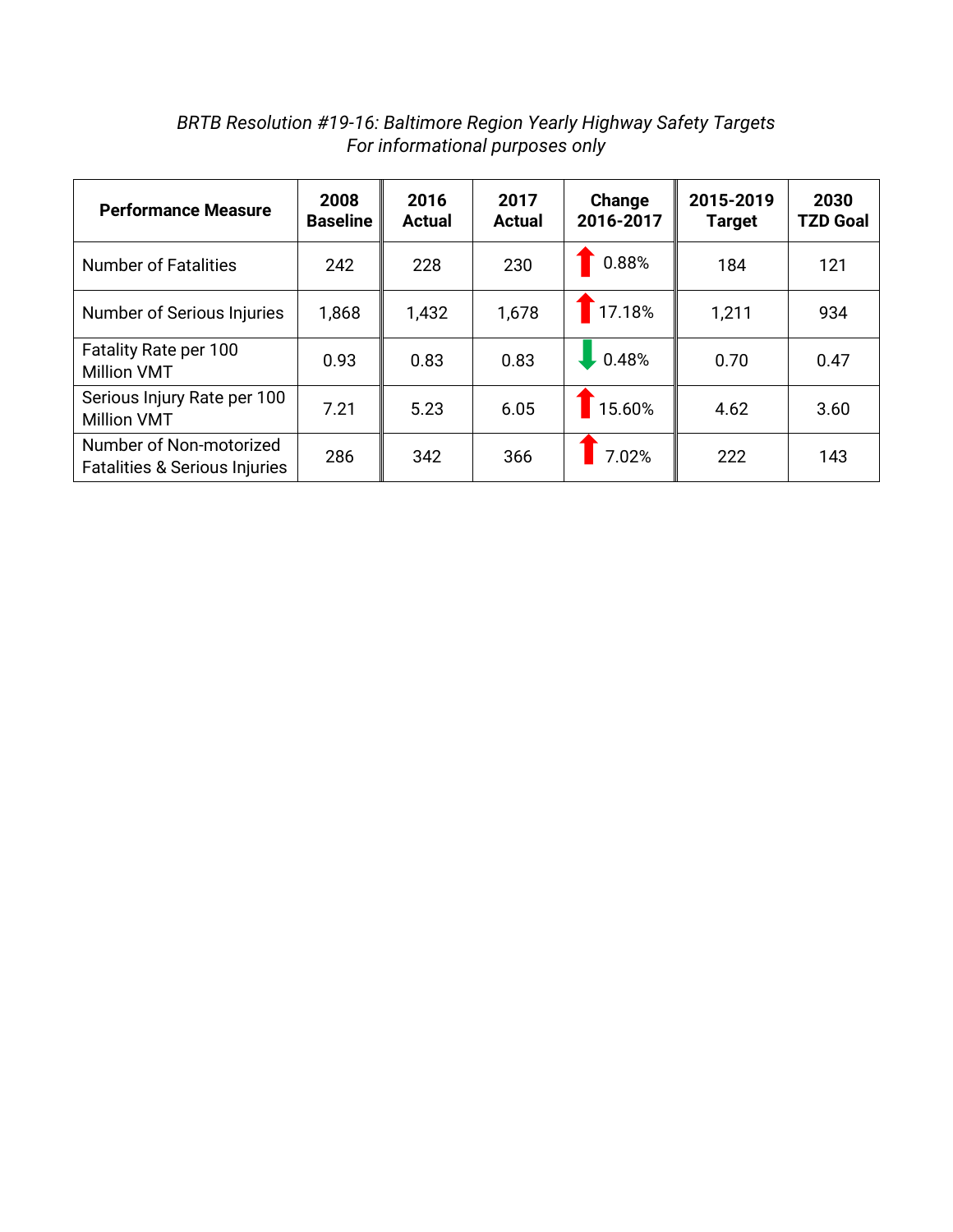*BRTB Resolution #19-16: Baltimore Region Yearly Highway Safety Targets*
*For informational purposes only*

| Performance Measure | 2008 Baseline | 2016 Actual | 2017 Actual | Change 2016-2017 | 2015-2019 Target | 2030 TZD Goal |
|---|---|---|---|---|---|---|
| Number of Fatalities | 242 | 228 | 230 | ↑ 0.88% | 184 | 121 |
| Number of Serious Injuries | 1,868 | 1,432 | 1,678 | ↑ 17.18% | 1,211 | 934 |
| Fatality Rate per 100 Million VMT | 0.93 | 0.83 | 0.83 | ↓ 0.48% | 0.70 | 0.47 |
| Serious Injury Rate per 100 Million VMT | 7.21 | 5.23 | 6.05 | ↑ 15.60% | 4.62 | 3.60 |
| Number of Non-motorized Fatalities & Serious Injuries | 286 | 342 | 366 | ↑ 7.02% | 222 | 143 |